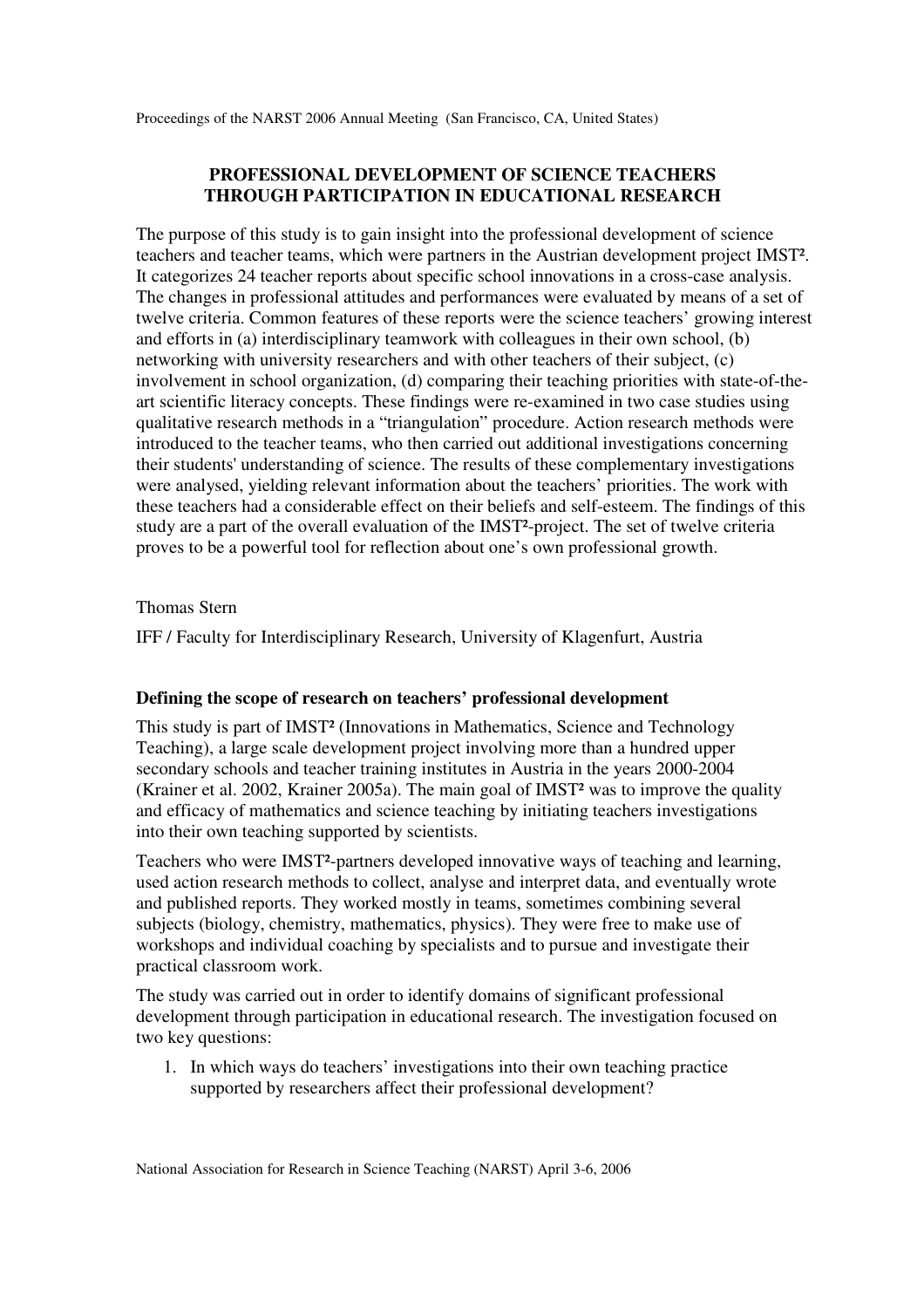# PROFESSIONAL DEVELOPMENT OF SCIENCE TEACHERS THROUGH PARTICIPATION IN EDUCATIONAL RESEARCH

The purpose of this study is to gain insight into the professional development of science teachers and teacher teams, which were partners in the Austrian development project IMST². It categorizes 24 teacher reports about specific school innovations in a cross-case analysis. The changes in professional attitudes and performances were evaluated by means of a set of twelve criteria. Common features of these reports were the science teachers' growing interest and efforts in (a) interdisciplinary teamwork with colleagues in their own school, (b) networking with university researchers and with other teachers of their subject, (c) involvement in school organization, (d) comparing their teaching priorities with state-of-the-art scientific literacy concepts. These findings were re-examined in two case studies using qualitative research methods in a "triangulation" procedure. Action research methods were introduced to the teacher teams, who then carried out additional investigations concerning their students' understanding of science. The results of these complementary investigations were analysed, yielding relevant information about the teachers' priorities. The work with these teachers had a considerable effect on their beliefs and self-esteem. The findings of this study are a part of the overall evaluation of the IMST²-project. The set of twelve criteria proves to be a powerful tool for reflection about one's own professional growth.

Thomas Stern

IFF / Faculty for Interdisciplinary Research, University of Klagenfurt, Austria

## Defining the scope of research on teachers' professional development

This study is part of IMST² (Innovations in Mathematics, Science and Technology Teaching), a large scale development project involving more than a hundred upper secondary schools and teacher training institutes in Austria in the years 2000-2004 (Krainer et al. 2002, Krainer 2005a). The main goal of IMST² was to improve the quality and efficacy of mathematics and science teaching by initiating teachers investigations into their own teaching supported by scientists.

Teachers who were IMST²-partners developed innovative ways of teaching and learning, used action research methods to collect, analyse and interpret data, and eventually wrote and published reports. They worked mostly in teams, sometimes combining several subjects (biology, chemistry, mathematics, physics). They were free to make use of workshops and individual coaching by specialists and to pursue and investigate their practical classroom work.

The study was carried out in order to identify domains of significant professional development through participation in educational research. The investigation focused on two key questions:

1. In which ways do teachers' investigations into their own teaching practice supported by researchers affect their professional development?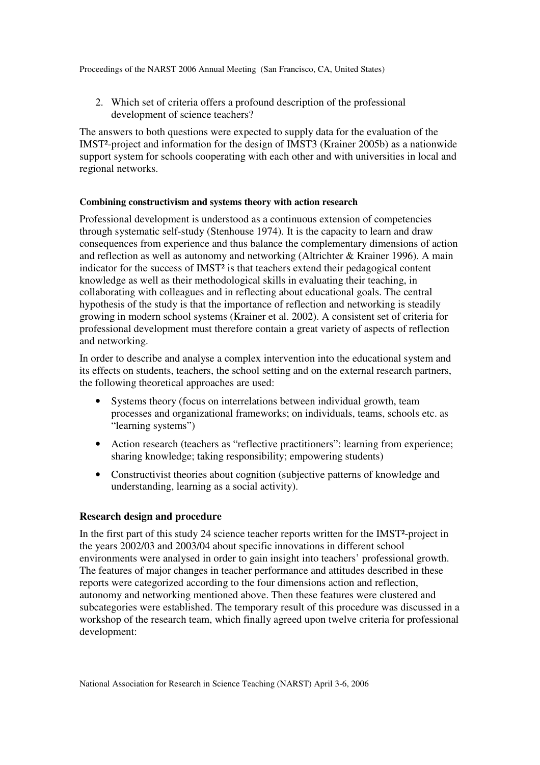2. Which set of criteria offers a profound description of the professional development of science teachers?

The answers to both questions were expected to supply data for the evaluation of the IMST²-project and information for the design of IMST3 (Krainer 2005b) as a nationwide support system for schools cooperating with each other and with universities in local and regional networks.

#### Combining constructivism and systems theory with action research

Professional development is understood as a continuous extension of competencies through systematic self-study (Stenhouse 1974). It is the capacity to learn and draw consequences from experience and thus balance the complementary dimensions of action and reflection as well as autonomy and networking (Altrichter & Krainer 1996). A main indicator for the success of IMST² is that teachers extend their pedagogical content knowledge as well as their methodological skills in evaluating their teaching, in collaborating with colleagues and in reflecting about educational goals. The central hypothesis of the study is that the importance of reflection and networking is steadily growing in modern school systems (Krainer et al. 2002). A consistent set of criteria for professional development must therefore contain a great variety of aspects of reflection and networking.

In order to describe and analyse a complex intervention into the educational system and its effects on students, teachers, the school setting and on the external research partners, the following theoretical approaches are used:

- Systems theory (focus on interrelations between individual growth, team processes and organizational frameworks; on individuals, teams, schools etc. as "learning systems")
- Action research (teachers as "reflective practitioners": learning from experience; sharing knowledge; taking responsibility; empowering students)
- Constructivist theories about cognition (subjective patterns of knowledge and understanding, learning as a social activity).

### Research design and procedure

In the first part of this study 24 science teacher reports written for the IMST²-project in the years 2002/03 and 2003/04 about specific innovations in different school environments were analysed in order to gain insight into teachers' professional growth. The features of major changes in teacher performance and attitudes described in these reports were categorized according to the four dimensions action and reflection, autonomy and networking mentioned above. Then these features were clustered and subcategories were established. The temporary result of this procedure was discussed in a workshop of the research team, which finally agreed upon twelve criteria for professional development: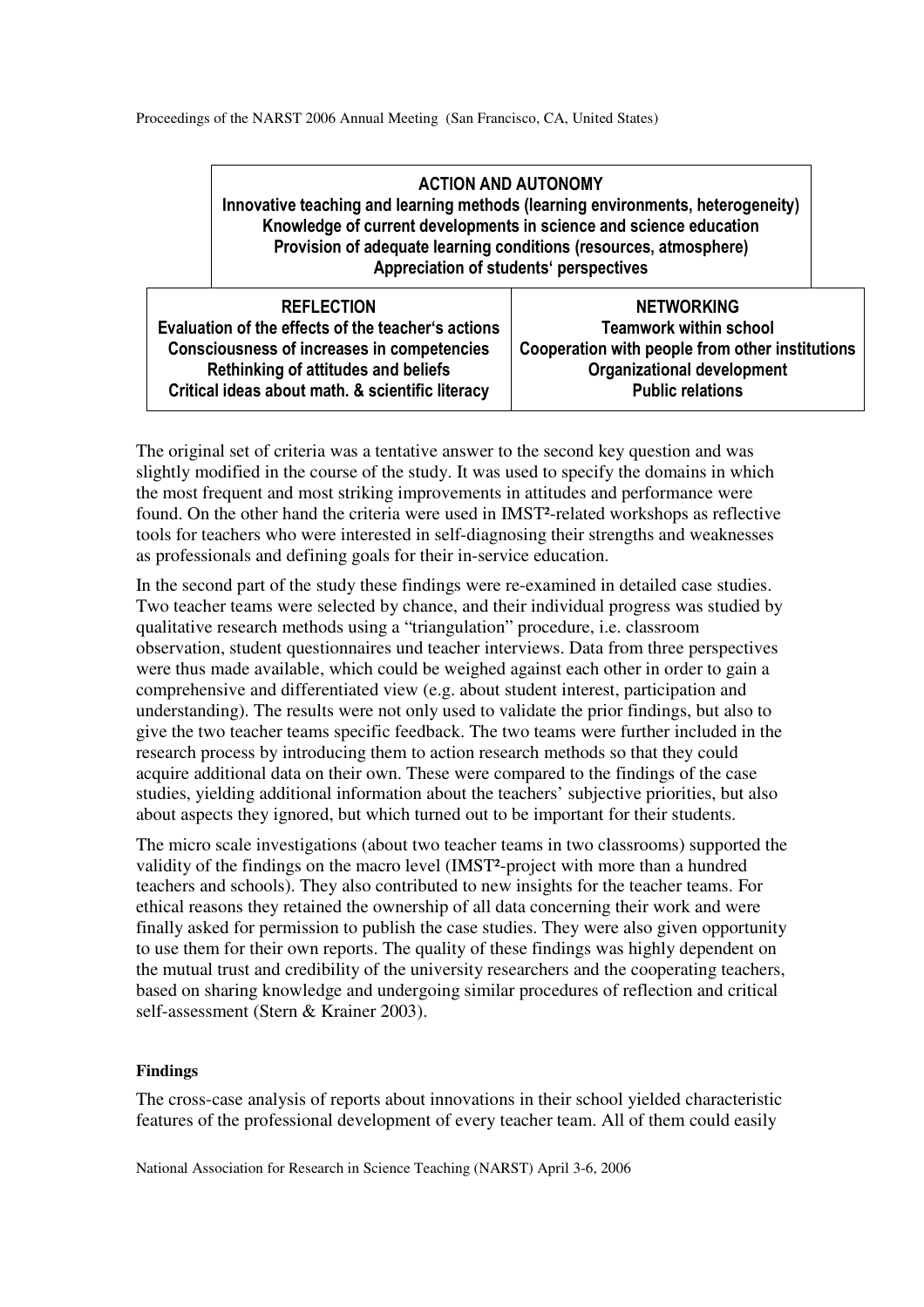| ACTION AND AUTONOMY |
|---|
| Innovative teaching and learning methods (learning environments, heterogeneity) |
| Knowledge of current developments in science and science education |
| Provision of adequate learning conditions (resources, atmosphere) |
| Appreciation of students' perspectives |

| REFLECTION | NETWORKING |
|---|---|
| Evaluation of the effects of the teacher's actions | Teamwork within school |
| Consciousness of increases in competencies | Cooperation with people from other institutions |
| Rethinking of attitudes and beliefs | Organizational development |
| Critical ideas about math. & scientific literacy | Public relations |

The original set of criteria was a tentative answer to the second key question and was slightly modified in the course of the study. It was used to specify the domains in which the most frequent and most striking improvements in attitudes and performance were found. On the other hand the criteria were used in IMST²-related workshops as reflective tools for teachers who were interested in self-diagnosing their strengths and weaknesses as professionals and defining goals for their in-service education.

In the second part of the study these findings were re-examined in detailed case studies. Two teacher teams were selected by chance, and their individual progress was studied by qualitative research methods using a "triangulation" procedure, i.e. classroom observation, student questionnaires und teacher interviews. Data from three perspectives were thus made available, which could be weighed against each other in order to gain a comprehensive and differentiated view (e.g. about student interest, participation and understanding). The results were not only used to validate the prior findings, but also to give the two teacher teams specific feedback. The two teams were further included in the research process by introducing them to action research methods so that they could acquire additional data on their own. These were compared to the findings of the case studies, yielding additional information about the teachers' subjective priorities, but also about aspects they ignored, but which turned out to be important for their students.

The micro scale investigations (about two teacher teams in two classrooms) supported the validity of the findings on the macro level (IMST²-project with more than a hundred teachers and schools). They also contributed to new insights for the teacher teams. For ethical reasons they retained the ownership of all data concerning their work and were finally asked for permission to publish the case studies. They were also given opportunity to use them for their own reports. The quality of these findings was highly dependent on the mutual trust and credibility of the university researchers and the cooperating teachers, based on sharing knowledge and undergoing similar procedures of reflection and critical self-assessment (Stern & Krainer 2003).

**Findings**

The cross-case analysis of reports about innovations in their school yielded characteristic features of the professional development of every teacher team. All of them could easily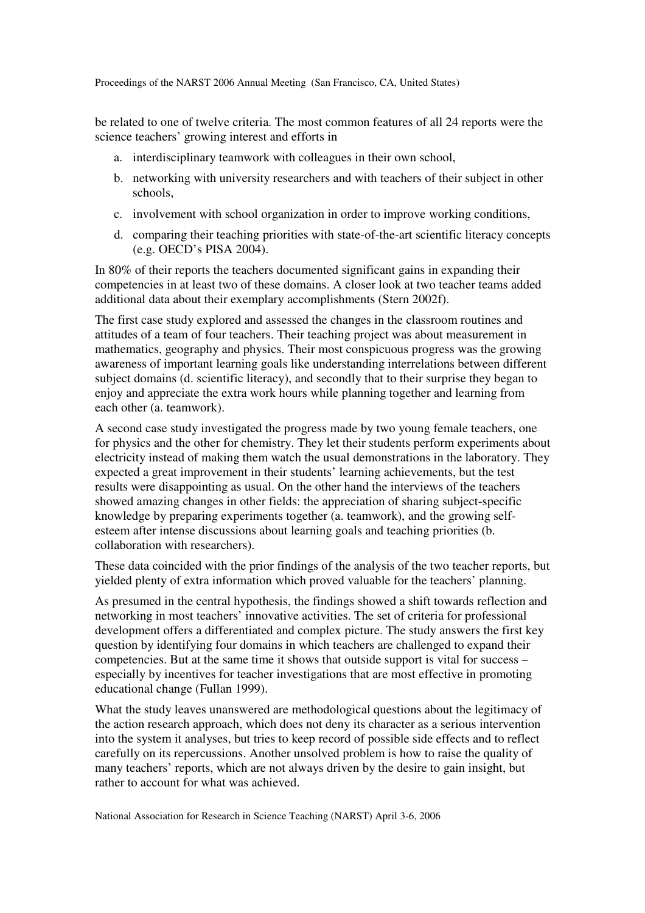be related to one of twelve criteria. The most common features of all 24 reports were the science teachers' growing interest and efforts in

a. interdisciplinary teamwork with colleagues in their own school,
b. networking with university researchers and with teachers of their subject in other schools,
c. involvement with school organization in order to improve working conditions,
d. comparing their teaching priorities with state-of-the-art scientific literacy concepts (e.g. OECD's PISA 2004).

In 80% of their reports the teachers documented significant gains in expanding their competencies in at least two of these domains. A closer look at two teacher teams added additional data about their exemplary accomplishments (Stern 2002f).

The first case study explored and assessed the changes in the classroom routines and attitudes of a team of four teachers. Their teaching project was about measurement in mathematics, geography and physics. Their most conspicuous progress was the growing awareness of important learning goals like understanding interrelations between different subject domains (d. scientific literacy), and secondly that to their surprise they began to enjoy and appreciate the extra work hours while planning together and learning from each other (a. teamwork).

A second case study investigated the progress made by two young female teachers, one for physics and the other for chemistry. They let their students perform experiments about electricity instead of making them watch the usual demonstrations in the laboratory. They expected a great improvement in their students' learning achievements, but the test results were disappointing as usual. On the other hand the interviews of the teachers showed amazing changes in other fields: the appreciation of sharing subject-specific knowledge by preparing experiments together (a. teamwork), and the growing self-esteem after intense discussions about learning goals and teaching priorities (b. collaboration with researchers).

These data coincided with the prior findings of the analysis of the two teacher reports, but yielded plenty of extra information which proved valuable for the teachers' planning.

As presumed in the central hypothesis, the findings showed a shift towards reflection and networking in most teachers' innovative activities. The set of criteria for professional development offers a differentiated and complex picture. The study answers the first key question by identifying four domains in which teachers are challenged to expand their competencies. But at the same time it shows that outside support is vital for success – especially by incentives for teacher investigations that are most effective in promoting educational change (Fullan 1999).

What the study leaves unanswered are methodological questions about the legitimacy of the action research approach, which does not deny its character as a serious intervention into the system it analyses, but tries to keep record of possible side effects and to reflect carefully on its repercussions. Another unsolved problem is how to raise the quality of many teachers' reports, which are not always driven by the desire to gain insight, but rather to account for what was achieved.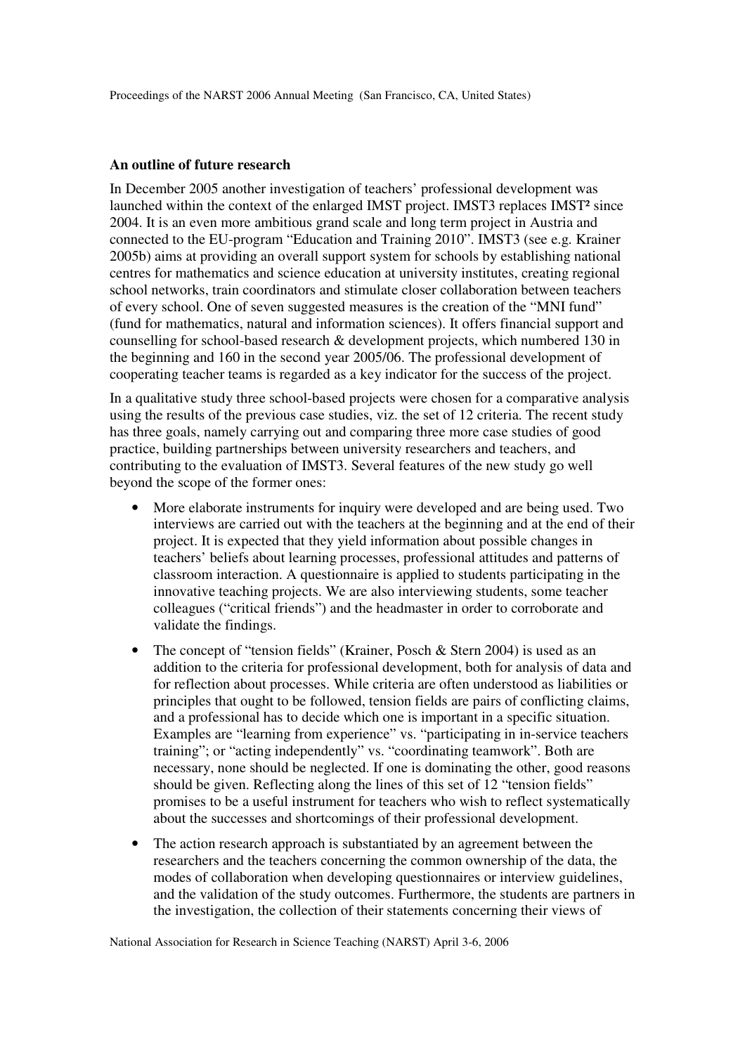**An outline of future research**

In December 2005 another investigation of teachers' professional development was launched within the context of the enlarged IMST project. IMST3 replaces IMST² since 2004. It is an even more ambitious grand scale and long term project in Austria and connected to the EU-program "Education and Training 2010". IMST3 (see e.g. Krainer 2005b) aims at providing an overall support system for schools by establishing national centres for mathematics and science education at university institutes, creating regional school networks, train coordinators and stimulate closer collaboration between teachers of every school. One of seven suggested measures is the creation of the "MNI fund" (fund for mathematics, natural and information sciences). It offers financial support and counselling for school-based research & development projects, which numbered 130 in the beginning and 160 in the second year 2005/06. The professional development of cooperating teacher teams is regarded as a key indicator for the success of the project.

In a qualitative study three school-based projects were chosen for a comparative analysis using the results of the previous case studies, viz. the set of 12 criteria. The recent study has three goals, namely carrying out and comparing three more case studies of good practice, building partnerships between university researchers and teachers, and contributing to the evaluation of IMST3. Several features of the new study go well beyond the scope of the former ones:

- More elaborate instruments for inquiry were developed and are being used. Two interviews are carried out with the teachers at the beginning and at the end of their project. It is expected that they yield information about possible changes in teachers' beliefs about learning processes, professional attitudes and patterns of classroom interaction. A questionnaire is applied to students participating in the innovative teaching projects. We are also interviewing students, some teacher colleagues ("critical friends") and the headmaster in order to corroborate and validate the findings.
- The concept of "tension fields" (Krainer, Posch & Stern 2004) is used as an addition to the criteria for professional development, both for analysis of data and for reflection about processes. While criteria are often understood as liabilities or principles that ought to be followed, tension fields are pairs of conflicting claims, and a professional has to decide which one is important in a specific situation. Examples are "learning from experience" vs. "participating in in-service teachers training"; or "acting independently" vs. "coordinating teamwork". Both are necessary, none should be neglected. If one is dominating the other, good reasons should be given. Reflecting along the lines of this set of 12 "tension fields" promises to be a useful instrument for teachers who wish to reflect systematically about the successes and shortcomings of their professional development.
- The action research approach is substantiated by an agreement between the researchers and the teachers concerning the common ownership of the data, the modes of collaboration when developing questionnaires or interview guidelines, and the validation of the study outcomes. Furthermore, the students are partners in the investigation, the collection of their statements concerning their views of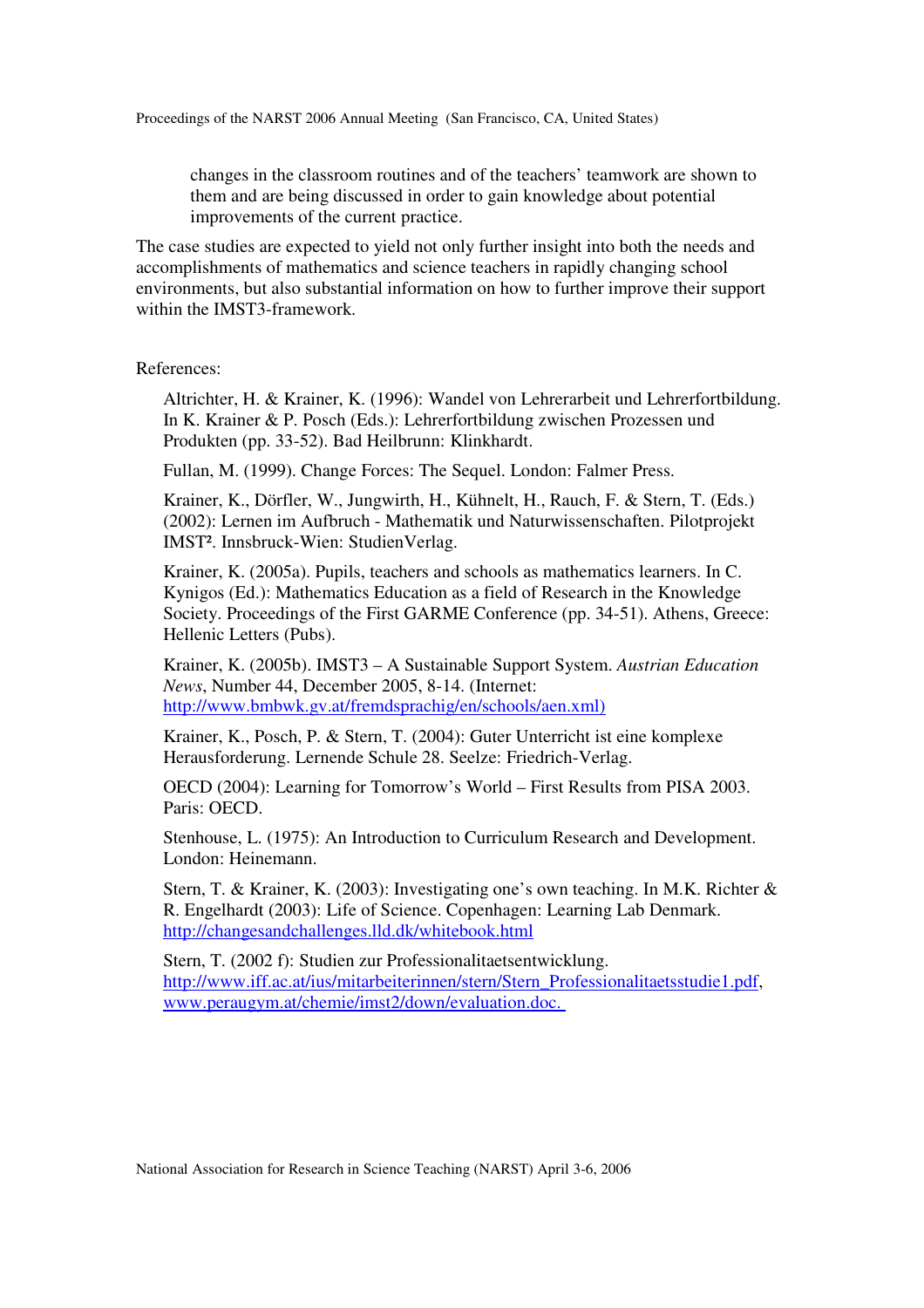changes in the classroom routines and of the teachers' teamwork are shown to them and are being discussed in order to gain knowledge about potential improvements of the current practice.

The case studies are expected to yield not only further insight into both the needs and accomplishments of mathematics and science teachers in rapidly changing school environments, but also substantial information on how to further improve their support within the IMST3-framework.

References:

Altrichter, H. & Krainer, K. (1996): Wandel von Lehrerarbeit und Lehrerfortbildung. In K. Krainer & P. Posch (Eds.): Lehrerfortbildung zwischen Prozessen und Produkten (pp. 33-52). Bad Heilbrunn: Klinkhardt.

Fullan, M. (1999). Change Forces: The Sequel. London: Falmer Press.

Krainer, K., Dörfler, W., Jungwirth, H., Kühnelt, H., Rauch, F. & Stern, T. (Eds.) (2002): Lernen im Aufbruch - Mathematik und Naturwissenschaften. Pilotprojekt IMST². Innsbruck-Wien: StudienVerlag.

Krainer, K. (2005a). Pupils, teachers and schools as mathematics learners. In C. Kynigos (Ed.): Mathematics Education as a field of Research in the Knowledge Society. Proceedings of the First GARME Conference (pp. 34-51). Athens, Greece: Hellenic Letters (Pubs).

Krainer, K. (2005b). IMST3 – A Sustainable Support System. *Austrian Education News*, Number 44, December 2005, 8-14. (Internet: http://www.bmbwk.gv.at/fremdsprachig/en/schools/aen.xml)

Krainer, K., Posch, P. & Stern, T. (2004): Guter Unterricht ist eine komplexe Herausforderung. Lernende Schule 28. Seelze: Friedrich-Verlag.

OECD (2004): Learning for Tomorrow's World – First Results from PISA 2003. Paris: OECD.

Stenhouse, L. (1975): An Introduction to Curriculum Research and Development. London: Heinemann.

Stern, T. & Krainer, K. (2003): Investigating one's own teaching. In M.K. Richter & R. Engelhardt (2003): Life of Science. Copenhagen: Learning Lab Denmark. http://changesandchallenges.lld.dk/whitebook.html

Stern, T. (2002 f): Studien zur Professionalitaetsentwicklung. http://www.iff.ac.at/ius/mitarbeiterinnen/stern/Stern_Professionalitaetsstudie1.pdf, www.peraugym.at/chemie/imst2/down/evaluation.doc.